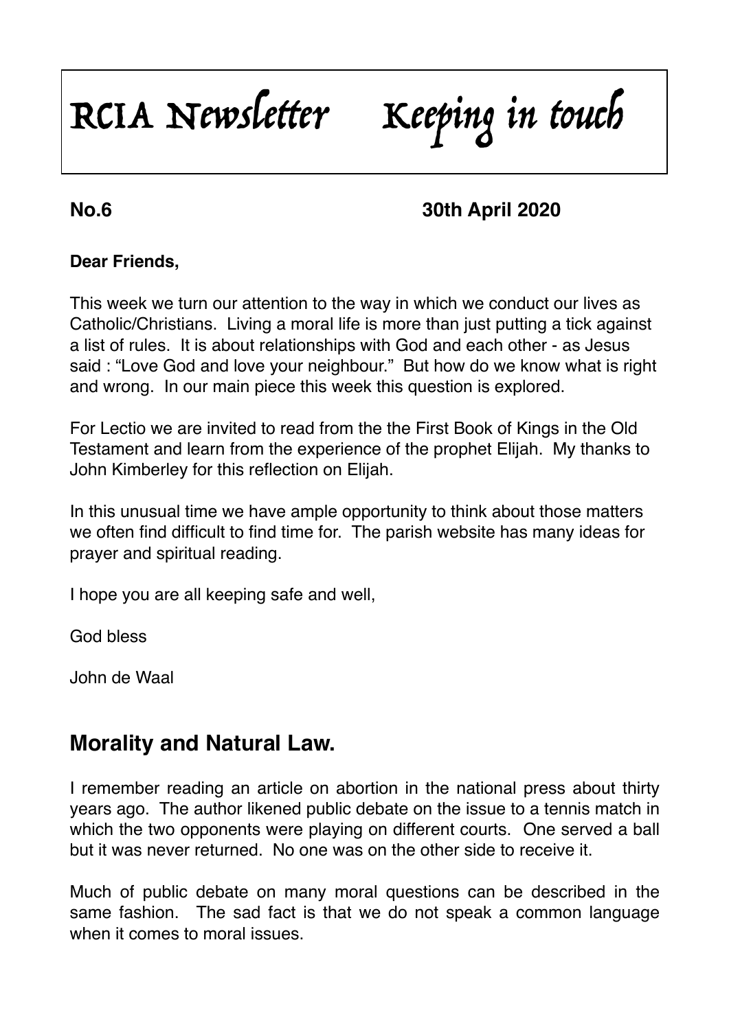# RCIA Newsletter Keeping in touch

**No.6** **30th April 2020**

**Dear Friends,**

This week we turn our attention to the way in which we conduct our lives as Catholic/Christians. Living a moral life is more than just putting a tick against a list of rules. It is about relationships with God and each other - as Jesus said : "Love God and love your neighbour." But how do we know what is right and wrong. In our main piece this week this question is explored.

For Lectio we are invited to read from the the First Book of Kings in the Old Testament and learn from the experience of the prophet Elijah. My thanks to John Kimberley for this reflection on Elijah.

In this unusual time we have ample opportunity to think about those matters we often find difficult to find time for. The parish website has many ideas for prayer and spiritual reading.

I hope you are all keeping safe and well,

God bless

John de Waal

## Morality and Natural Law.

I remember reading an article on abortion in the national press about thirty years ago. The author likened public debate on the issue to a tennis match in which the two opponents were playing on different courts. One served a ball but it was never returned. No one was on the other side to receive it.

Much of public debate on many moral questions can be described in the same fashion. The sad fact is that we do not speak a common language when it comes to moral issues.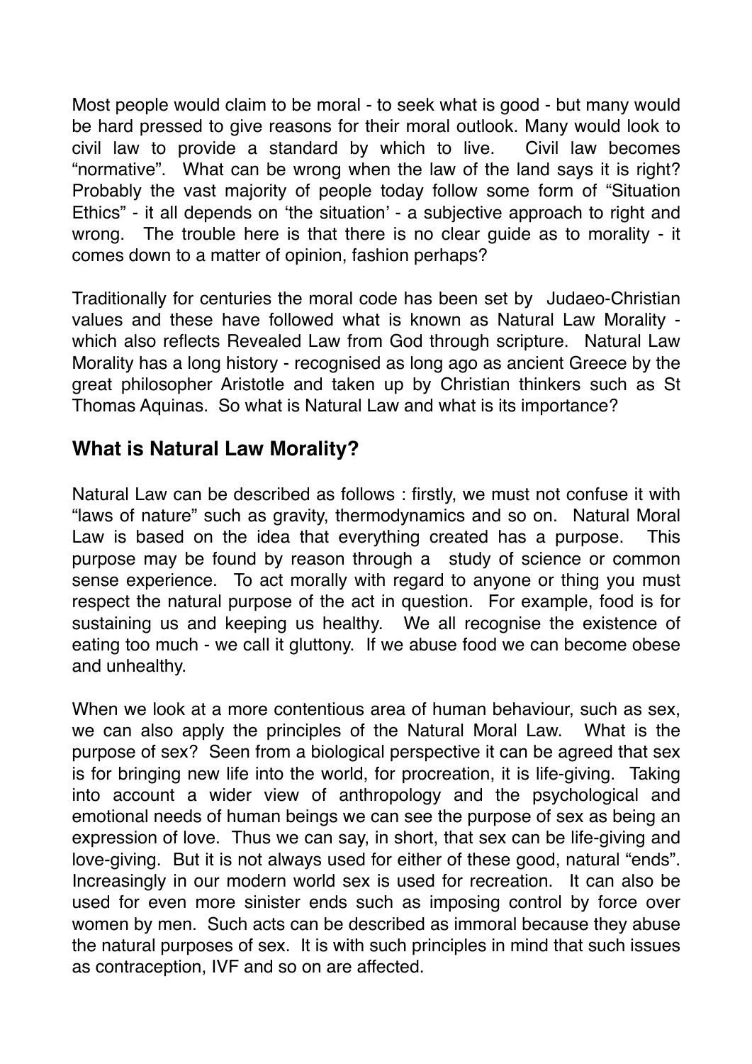Most people would claim to be moral - to seek what is good - but many would be hard pressed to give reasons for their moral outlook. Many would look to civil law to provide a standard by which to live. Civil law becomes "normative". What can be wrong when the law of the land says it is right? Probably the vast majority of people today follow some form of "Situation Ethics" - it all depends on 'the situation' - a subjective approach to right and wrong. The trouble here is that there is no clear guide as to morality - it comes down to a matter of opinion, fashion perhaps?

Traditionally for centuries the moral code has been set by Judaeo-Christian values and these have followed what is known as Natural Law Morality - which also reflects Revealed Law from God through scripture. Natural Law Morality has a long history - recognised as long ago as ancient Greece by the great philosopher Aristotle and taken up by Christian thinkers such as St Thomas Aquinas. So what is Natural Law and what is its importance?

## What is Natural Law Morality?

Natural Law can be described as follows : firstly, we must not confuse it with "laws of nature" such as gravity, thermodynamics and so on. Natural Moral Law is based on the idea that everything created has a purpose. This purpose may be found by reason through a study of science or common sense experience. To act morally with regard to anyone or thing you must respect the natural purpose of the act in question. For example, food is for sustaining us and keeping us healthy. We all recognise the existence of eating too much - we call it gluttony. If we abuse food we can become obese and unhealthy.

When we look at a more contentious area of human behaviour, such as sex, we can also apply the principles of the Natural Moral Law. What is the purpose of sex? Seen from a biological perspective it can be agreed that sex is for bringing new life into the world, for procreation, it is life-giving. Taking into account a wider view of anthropology and the psychological and emotional needs of human beings we can see the purpose of sex as being an expression of love. Thus we can say, in short, that sex can be life-giving and love-giving. But it is not always used for either of these good, natural "ends". Increasingly in our modern world sex is used for recreation. It can also be used for even more sinister ends such as imposing control by force over women by men. Such acts can be described as immoral because they abuse the natural purposes of sex. It is with such principles in mind that such issues as contraception, IVF and so on are affected.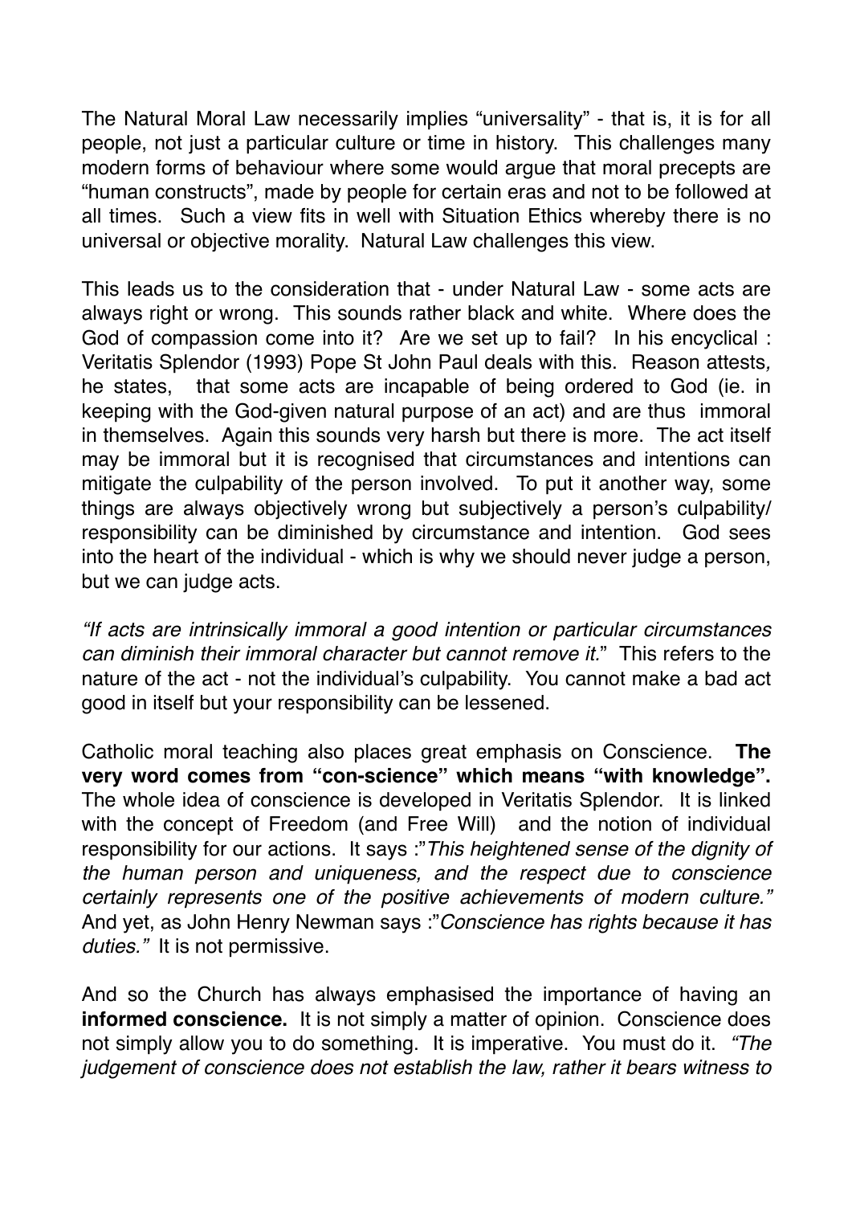The Natural Moral Law necessarily implies “universality” - that is, it is for all people, not just a particular culture or time in history. This challenges many modern forms of behaviour where some would argue that moral precepts are “human constructs”, made by people for certain eras and not to be followed at all times. Such a view fits in well with Situation Ethics whereby there is no universal or objective morality. Natural Law challenges this view.

This leads us to the consideration that - under Natural Law - some acts are always right or wrong. This sounds rather black and white. Where does the God of compassion come into it? Are we set up to fail? In his encyclical : Veritatis Splendor (1993) Pope St John Paul deals with this. Reason attests, he states, that some acts are incapable of being ordered to God (ie. in keeping with the God-given natural purpose of an act) and are thus immoral in themselves. Again this sounds very harsh but there is more. The act itself may be immoral but it is recognised that circumstances and intentions can mitigate the culpability of the person involved. To put it another way, some things are always objectively wrong but subjectively a person’s culpability/ responsibility can be diminished by circumstance and intention. God sees into the heart of the individual - which is why we should never judge a person, but we can judge acts.

*“If acts are intrinsically immoral a good intention or particular circumstances can diminish their immoral character but cannot remove it.”* This refers to the nature of the act - not the individual’s culpability. You cannot make a bad act good in itself but your responsibility can be lessened.

Catholic moral teaching also places great emphasis on Conscience. **The very word comes from “con-science” which means “with knowledge”.** The whole idea of conscience is developed in Veritatis Splendor. It is linked with the concept of Freedom (and Free Will) and the notion of individual responsibility for our actions. It says :*”This heightened sense of the dignity of the human person and uniqueness, and the respect due to conscience certainly represents one of the positive achievements of modern culture.”* And yet, as John Henry Newman says :*”Conscience has rights because it has duties.”* It is not permissive.

And so the Church has always emphasised the importance of having an **informed conscience.** It is not simply a matter of opinion. Conscience does not simply allow you to do something. It is imperative. You must do it. *“The judgement of conscience does not establish the law, rather it bears witness to*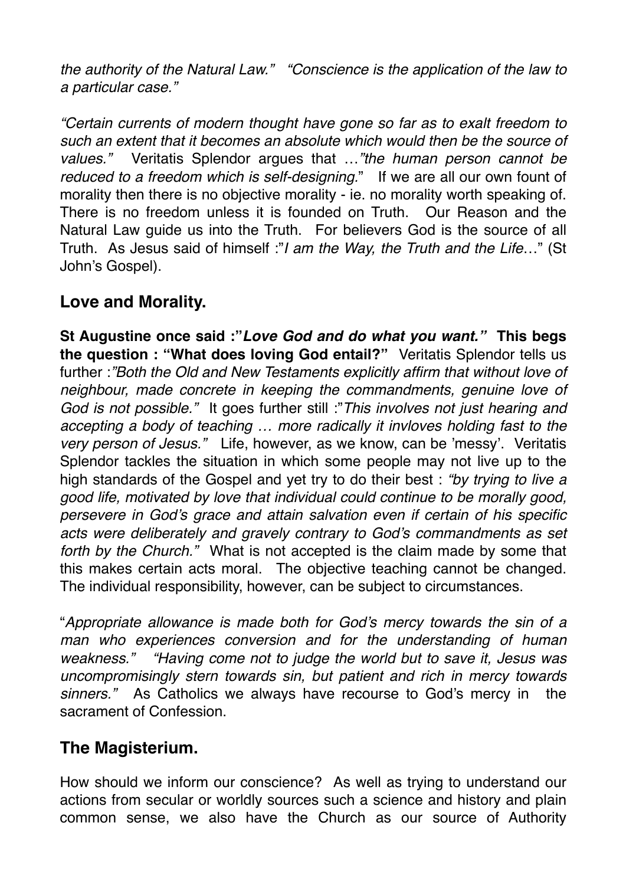*the authority of the Natural Law."* *"Conscience is the application of the law to a particular case."*

*"Certain currents of modern thought have gone so far as to exalt freedom to such an extent that it becomes an absolute which would then be the source of values."* Veritatis Splendor argues that …*"the human person cannot be reduced to a freedom which is self-designing.*" If we are all our own fount of morality then there is no objective morality - ie. no morality worth speaking of. There is no freedom unless it is founded on Truth. Our Reason and the Natural Law guide us into the Truth. For believers God is the source of all Truth. As Jesus said of himself :"*I am the Way, the Truth and the Life*…" (St John's Gospel).

## Love and Morality.

**St Augustine once said :"*Love God and do what you want."* This begs the question : "What does loving God entail?"** Veritatis Splendor tells us further :*"Both the Old and New Testaments explicitly affirm that without love of neighbour, made concrete in keeping the commandments, genuine love of God is not possible."* It goes further still :"*This involves not just hearing and accepting a body of teaching … more radically it invloves holding fast to the very person of Jesus."* Life, however, as we know, can be 'messy'. Veritatis Splendor tackles the situation in which some people may not live up to the high standards of the Gospel and yet try to do their best : *"by trying to live a good life, motivated by love that individual could continue to be morally good, persevere in God's grace and attain salvation even if certain of his specific acts were deliberately and gravely contrary to God's commandments as set forth by the Church."* What is not accepted is the claim made by some that this makes certain acts moral. The objective teaching cannot be changed. The individual responsibility, however, can be subject to circumstances.

"*Appropriate allowance is made both for God's mercy towards the sin of a man who experiences conversion and for the understanding of human weakness."* *"Having come not to judge the world but to save it, Jesus was uncompromisingly stern towards sin, but patient and rich in mercy towards sinners."* As Catholics we always have recourse to God's mercy in the sacrament of Confession.

## The Magisterium.

How should we inform our conscience? As well as trying to understand our actions from secular or worldly sources such a science and history and plain common sense, we also have the Church as our source of Authority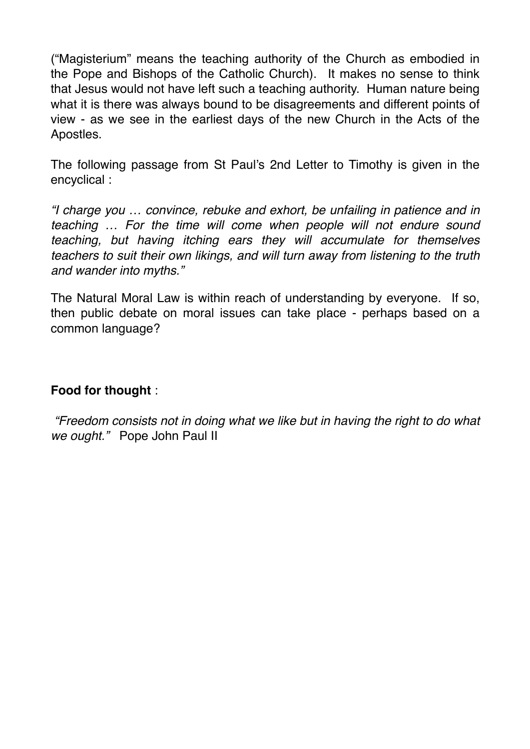("Magisterium" means the teaching authority of the Church as embodied in the Pope and Bishops of the Catholic Church). It makes no sense to think that Jesus would not have left such a teaching authority. Human nature being what it is there was always bound to be disagreements and different points of view - as we see in the earliest days of the new Church in the Acts of the Apostles.

The following passage from St Paul's 2nd Letter to Timothy is given in the encyclical :

*"I charge you … convince, rebuke and exhort, be unfailing in patience and in teaching … For the time will come when people will not endure sound teaching, but having itching ears they will accumulate for themselves teachers to suit their own likings, and will turn away from listening to the truth and wander into myths."*

The Natural Moral Law is within reach of understanding by everyone. If so, then public debate on moral issues can take place - perhaps based on a common language?

**Food for thought** :

*"Freedom consists not in doing what we like but in having the right to do what we ought."* Pope John Paul II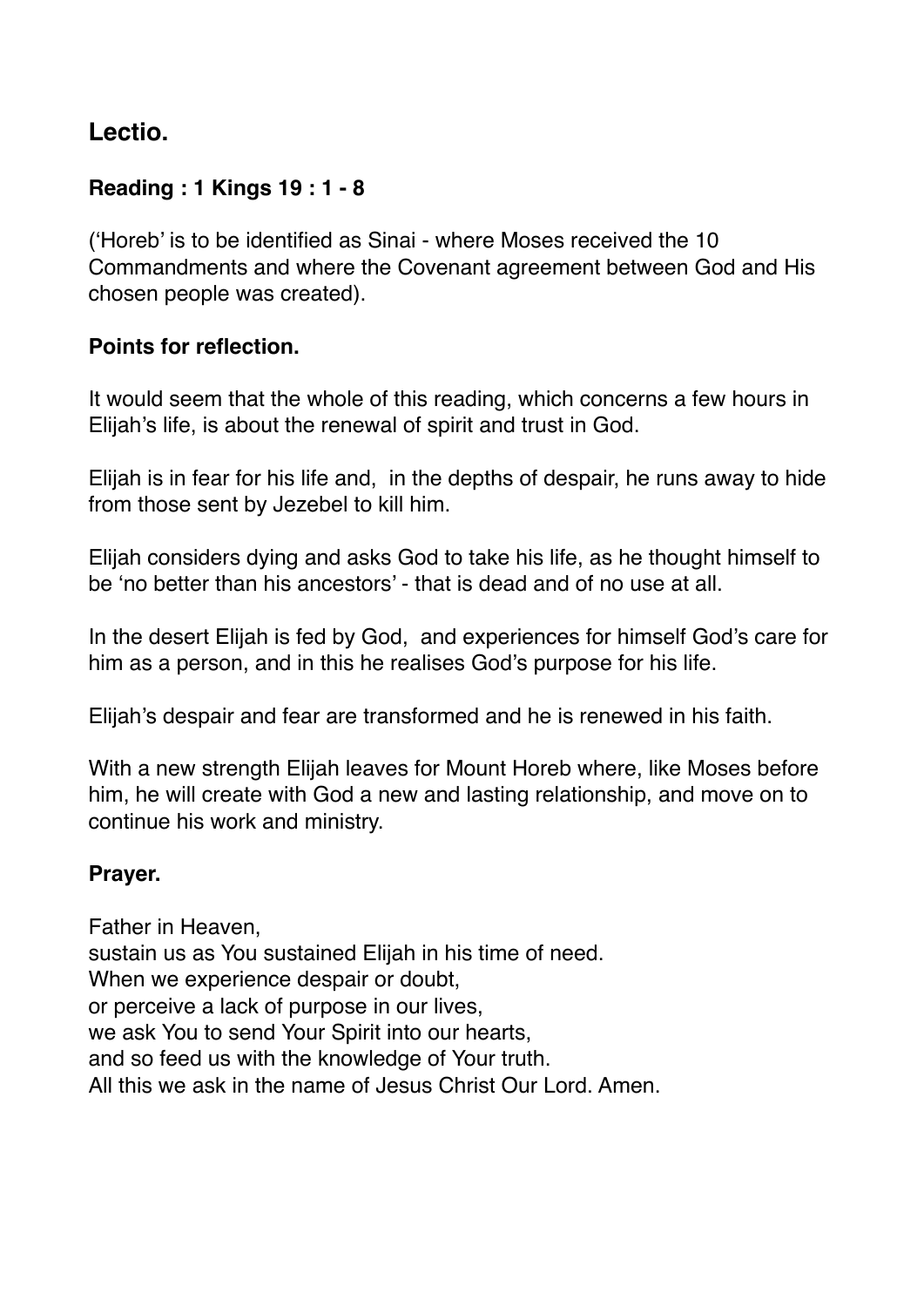## Lectio.

### Reading : 1 Kings 19 : 1 - 8

('Horeb' is to be identified as Sinai - where Moses received the 10 Commandments and where the Covenant agreement between God and His chosen people was created).

### Points for reflection.

It would seem that the whole of this reading, which concerns a few hours in Elijah's life, is about the renewal of spirit and trust in God.

Elijah is in fear for his life and, in the depths of despair, he runs away to hide from those sent by Jezebel to kill him.

Elijah considers dying and asks God to take his life, as he thought himself to be 'no better than his ancestors' - that is dead and of no use at all.

In the desert Elijah is fed by God, and experiences for himself God's care for him as a person, and in this he realises God's purpose for his life.

Elijah's despair and fear are transformed and he is renewed in his faith.

With a new strength Elijah leaves for Mount Horeb where, like Moses before him, he will create with God a new and lasting relationship, and move on to continue his work and ministry.

### Prayer.

Father in Heaven,
sustain us as You sustained Elijah in his time of need.
When we experience despair or doubt,
or perceive a lack of purpose in our lives,
we ask You to send Your Spirit into our hearts,
and so feed us with the knowledge of Your truth.
All this we ask in the name of Jesus Christ Our Lord. Amen.